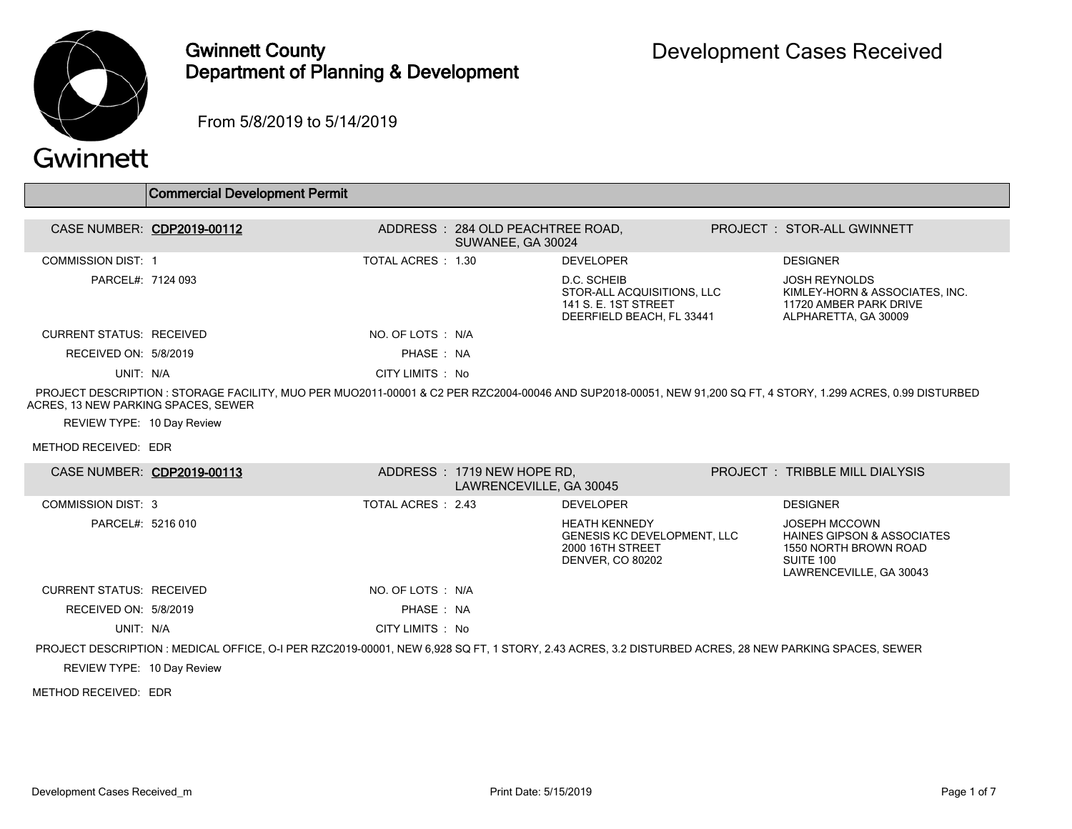# Gwinnett County Department of Planning & Development

## Development Cases Received

From 5/8/2019 to 5/14/2019

## Commercial Development Permit

**CASE NUMBER:** CDP2019-00112
**ADDRESS :** 284 OLD PEACHTREE ROAD, SUWANEE, GA 30024
**PROJECT :** STOR-ALL GWINNETT

COMMISSION DIST: 1
TOTAL ACRES : 1.30
PARCEL#: 7124 093

**DEVELOPER**
D.C. SCHEIB
STOR-ALL ACQUISITIONS, LLC
141 S. E. 1ST STREET
DEERFIELD BEACH, FL 33441

**DESIGNER**
JOSH REYNOLDS
KIMLEY-HORN & ASSOCIATES, INC.
11720 AMBER PARK DRIVE
ALPHARETTA, GA 30009

CURRENT STATUS: RECEIVED
NO. OF LOTS : N/A
RECEIVED ON: 5/8/2019
PHASE : NA
UNIT: N/A
CITY LIMITS : No

PROJECT DESCRIPTION : STORAGE FACILITY, MUO PER MUO2011-00001 & C2 PER RZC2004-00046 AND SUP2018-00051, NEW 91,200 SQ FT, 4 STORY, 1.299 ACRES, 0.99 DISTURBED ACRES, 13 NEW PARKING SPACES, SEWER

REVIEW TYPE: 10 Day Review

METHOD RECEIVED: EDR

---

**CASE NUMBER:** CDP2019-00113
**ADDRESS :** 1719 NEW HOPE RD, LAWRENCEVILLE, GA 30045
**PROJECT :** TRIBBLE MILL DIALYSIS

COMMISSION DIST: 3
TOTAL ACRES : 2.43
PARCEL#: 5216 010

**DEVELOPER**
HEATH KENNEDY
GENESIS KC DEVELOPMENT, LLC
2000 16TH STREET
DENVER, CO 80202

**DESIGNER**
JOSEPH MCCOWN
HAINES GIPSON & ASSOCIATES
1550 NORTH BROWN ROAD
SUITE 100
LAWRENCEVILLE, GA 30043

CURRENT STATUS: RECEIVED
NO. OF LOTS : N/A
RECEIVED ON: 5/8/2019
PHASE : NA
UNIT: N/A
CITY LIMITS : No

PROJECT DESCRIPTION : MEDICAL OFFICE, O-I PER RZC2019-00001, NEW 6,928 SQ FT, 1 STORY, 2.43 ACRES, 3.2 DISTURBED ACRES, 28 NEW PARKING SPACES, SEWER

REVIEW TYPE: 10 Day Review

METHOD RECEIVED: EDR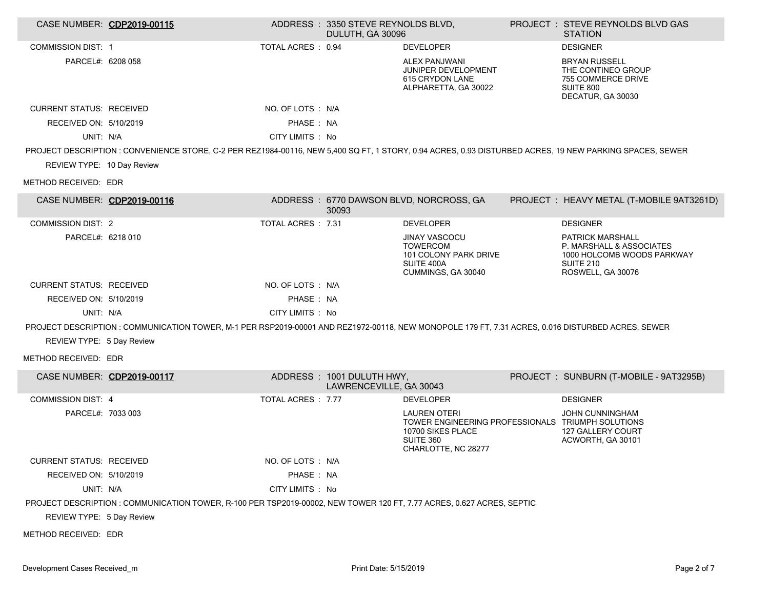**CASE NUMBER: CDP2019-00115** | ADDRESS : 3350 STEVE REYNOLDS BLVD, DULUTH, GA 30096 | PROJECT : STEVE REYNOLDS BLVD GAS STATION

COMMISSION DIST: 1

TOTAL ACRES : 0.94

PARCEL#: 6208 058

| DEVELOPER | DESIGNER |
| --- | --- |
| ALEX PANJWANI<br>JUNIPER DEVELOPMENT<br>615 CRYDON LANE<br>ALPHARETTA, GA 30022 | BRYAN RUSSELL<br>THE CONTINEO GROUP<br>755 COMMERCE DRIVE<br>SUITE 800<br>DECATUR, GA 30030 |

CURRENT STATUS: RECEIVED

NO. OF LOTS : N/A

RECEIVED ON: 5/10/2019

PHASE : NA

UNIT: N/A

CITY LIMITS : No

PROJECT DESCRIPTION : CONVENIENCE STORE, C-2 PER REZ1984-00116, NEW 5,400 SQ FT, 1 STORY, 0.94 ACRES, 0.93 DISTURBED ACRES, 19 NEW PARKING SPACES, SEWER

REVIEW TYPE: 10 Day Review

METHOD RECEIVED: EDR

---

**CASE NUMBER: CDP2019-00116** | ADDRESS : 6770 DAWSON BLVD, NORCROSS, GA 30093 | PROJECT : HEAVY METAL (T-MOBILE 9AT3261D)

COMMISSION DIST: 2

TOTAL ACRES : 7.31

PARCEL#: 6218 010

| DEVELOPER | DESIGNER |
| --- | --- |
| JINAY VASCOCU<br>TOWERCOM<br>101 COLONY PARK DRIVE<br>SUITE 400A<br>CUMMINGS, GA 30040 | PATRICK MARSHALL<br>P. MARSHALL & ASSOCIATES<br>1000 HOLCOMB WOODS PARKWAY<br>SUITE 210<br>ROSWELL, GA 30076 |

CURRENT STATUS: RECEIVED

NO. OF LOTS : N/A

RECEIVED ON: 5/10/2019

PHASE : NA

UNIT: N/A

CITY LIMITS : No

PROJECT DESCRIPTION : COMMUNICATION TOWER, M-1 PER RSP2019-00001 AND REZ1972-00118, NEW MONOPOLE 179 FT, 7.31 ACRES, 0.016 DISTURBED ACRES, SEWER

REVIEW TYPE: 5 Day Review

METHOD RECEIVED: EDR

---

**CASE NUMBER: CDP2019-00117** | ADDRESS : 1001 DULUTH HWY, LAWRENCEVILLE, GA 30043 | PROJECT : SUNBURN (T-MOBILE - 9AT3295B)

COMMISSION DIST: 4

TOTAL ACRES : 7.77

PARCEL#: 7033 003

| DEVELOPER | DESIGNER |
| --- | --- |
| LAUREN OTERI<br>TOWER ENGINEERING PROFESSIONALS<br>10700 SIKES PLACE<br>SUITE 360<br>CHARLOTTE, NC 28277 | JOHN CUNNINGHAM<br>TRIUMPH SOLUTIONS<br>127 GALLERY COURT<br>ACWORTH, GA 30101 |

CURRENT STATUS: RECEIVED

NO. OF LOTS : N/A

RECEIVED ON: 5/10/2019

PHASE : NA

UNIT: N/A

CITY LIMITS : No

PROJECT DESCRIPTION : COMMUNICATION TOWER, R-100 PER TSP2019-00002, NEW TOWER 120 FT, 7.77 ACRES, 0.627 ACRES, SEPTIC

REVIEW TYPE: 5 Day Review

METHOD RECEIVED: EDR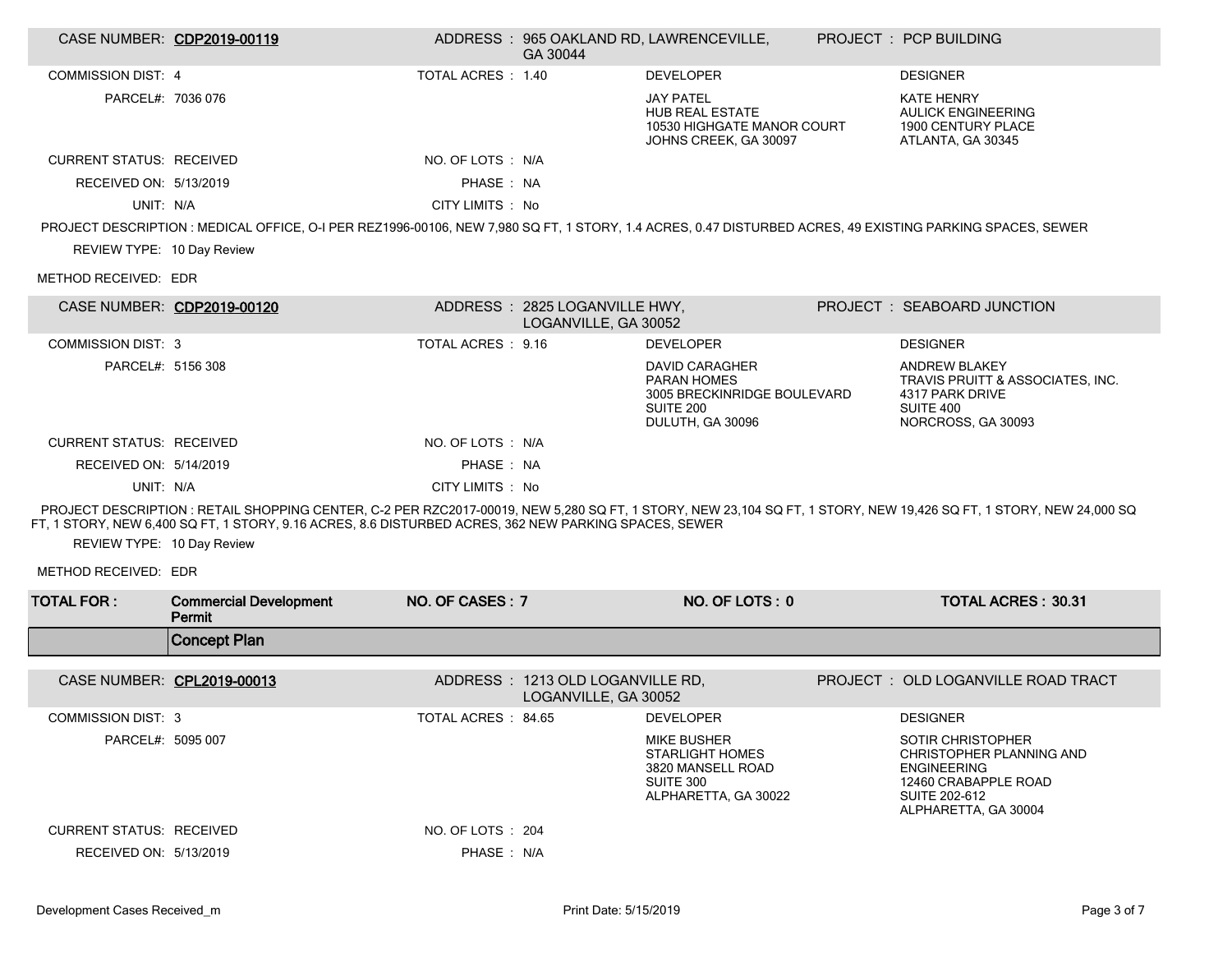| CASE NUMBER: CDP2019-00119 | ADDRESS : 965 OAKLAND RD, LAWRENCEVILLE, GA 30044 | | PROJECT : PCP BUILDING |
|---|---|---|---|
| COMMISSION DIST: 4 | TOTAL ACRES : 1.40 | DEVELOPER | DESIGNER |
| PARCEL#: 7036 076 | | JAY PATEL<br>HUB REAL ESTATE<br>10530 HIGHGATE MANOR COURT<br>JOHNS CREEK, GA 30097 | KATE HENRY<br>AULICK ENGINEERING<br>1900 CENTURY PLACE<br>ATLANTA, GA 30345 |
| CURRENT STATUS: RECEIVED | NO. OF LOTS : N/A | | |
| RECEIVED ON: 5/13/2019 | PHASE : NA | | |
| UNIT: N/A | CITY LIMITS : No | | |

PROJECT DESCRIPTION : MEDICAL OFFICE, O-I PER REZ1996-00106, NEW 7,980 SQ FT, 1 STORY, 1.4 ACRES, 0.47 DISTURBED ACRES, 49 EXISTING PARKING SPACES, SEWER

REVIEW TYPE: 10 Day Review

METHOD RECEIVED: EDR

| CASE NUMBER: CDP2019-00120 | ADDRESS : 2825 LOGANVILLE HWY, LOGANVILLE, GA 30052 | | PROJECT : SEABOARD JUNCTION |
|---|---|---|---|
| COMMISSION DIST: 3 | TOTAL ACRES : 9.16 | DEVELOPER | DESIGNER |
| PARCEL#: 5156 308 | | DAVID CARAGHER<br>PARAN HOMES<br>3005 BRECKINRIDGE BOULEVARD<br>SUITE 200<br>DULUTH, GA 30096 | ANDREW BLAKEY<br>TRAVIS PRUITT & ASSOCIATES, INC.<br>4317 PARK DRIVE<br>SUITE 400<br>NORCROSS, GA 30093 |
| CURRENT STATUS: RECEIVED | NO. OF LOTS : N/A | | |
| RECEIVED ON: 5/14/2019 | PHASE : NA | | |
| UNIT: N/A | CITY LIMITS : No | | |

PROJECT DESCRIPTION : RETAIL SHOPPING CENTER, C-2 PER RZC2017-00019, NEW 5,280 SQ FT, 1 STORY, NEW 23,104 SQ FT, 1 STORY, NEW 19,426 SQ FT, 1 STORY, NEW 24,000 SQ FT, 1 STORY, NEW 6,400 SQ FT, 1 STORY, 9.16 ACRES, 8.6 DISTURBED ACRES, 362 NEW PARKING SPACES, SEWER

REVIEW TYPE: 10 Day Review

METHOD RECEIVED: EDR

| TOTAL FOR : | Commercial Development Permit | NO. OF CASES : 7 | NO. OF LOTS : 0 | TOTAL ACRES : 30.31 |
|---|---|---|---|---|

## Concept Plan

| CASE NUMBER: CPL2019-00013 | ADDRESS : 1213 OLD LOGANVILLE RD, LOGANVILLE, GA 30052 | | PROJECT : OLD LOGANVILLE ROAD TRACT |
|---|---|---|---|
| COMMISSION DIST: 3 | TOTAL ACRES : 84.65 | DEVELOPER | DESIGNER |
| PARCEL#: 5095 007 | | MIKE BUSHER<br>STARLIGHT HOMES<br>3820 MANSELL ROAD<br>SUITE 300<br>ALPHARETTA, GA 30022 | SOTIR CHRISTOPHER<br>CHRISTOPHER PLANNING AND ENGINEERING<br>12460 CRABAPPLE ROAD<br>SUITE 202-612<br>ALPHARETTA, GA 30004 |
| CURRENT STATUS: RECEIVED | NO. OF LOTS : 204 | | |
| RECEIVED ON: 5/13/2019 | PHASE : N/A | | |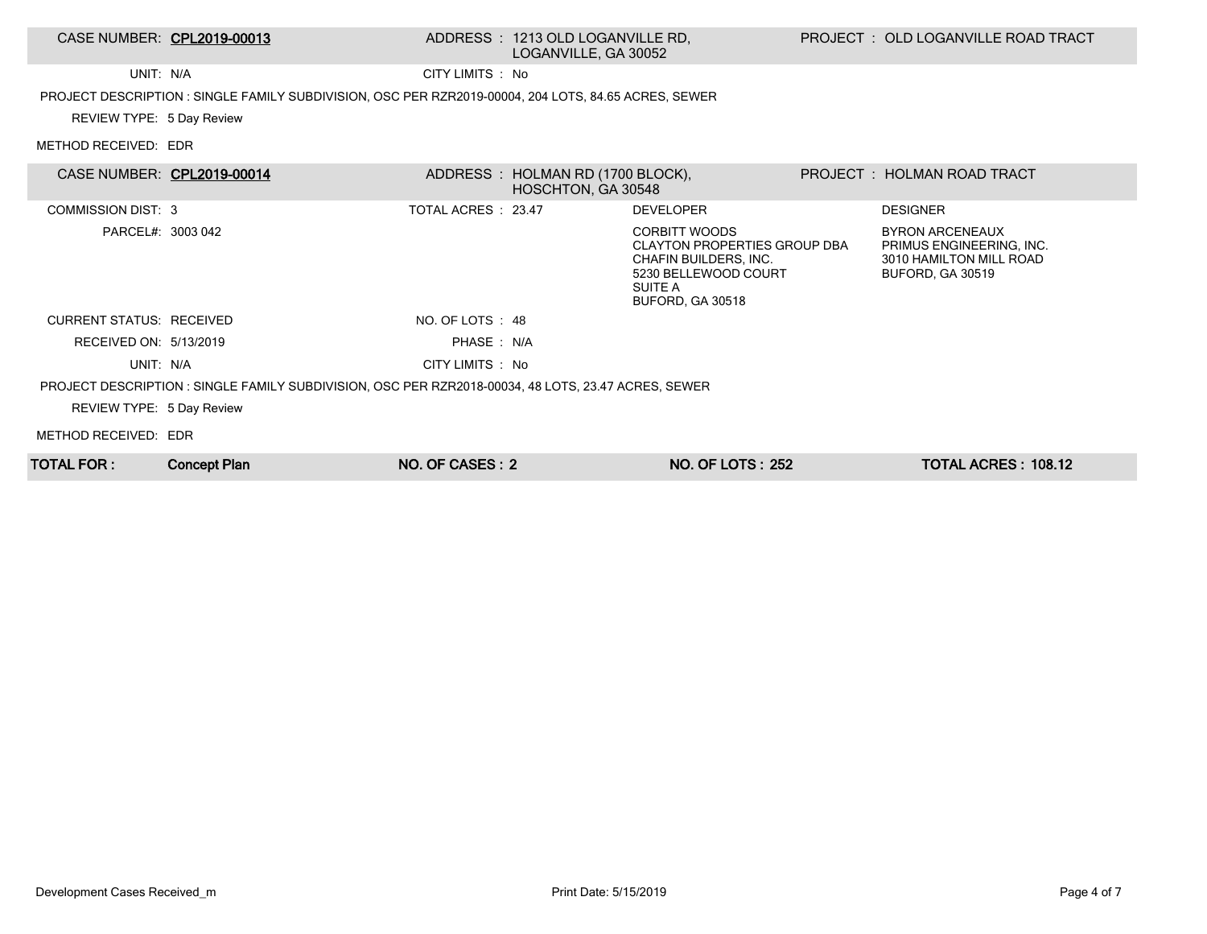| CASE NUMBER: **CPL2019-00013** | ADDRESS : 1213 OLD LOGANVILLE RD, LOGANVILLE, GA 30052 | PROJECT : OLD LOGANVILLE ROAD TRACT |
|---|---|---|

UNIT: N/A

CITY LIMITS : No

PROJECT DESCRIPTION : SINGLE FAMILY SUBDIVISION, OSC PER RZR2019-00004, 204 LOTS, 84.65 ACRES, SEWER

REVIEW TYPE: 5 Day Review

METHOD RECEIVED: EDR

| CASE NUMBER: **CPL2019-00014** | ADDRESS : HOLMAN RD (1700 BLOCK), HOSCHTON, GA 30548 | PROJECT : HOLMAN ROAD TRACT | |
|---|---|---|---|
| COMMISSION DIST: 3 | TOTAL ACRES : 23.47 | DEVELOPER | DESIGNER |
| PARCEL#: 3003 042 | | CORBITT WOODS<br>CLAYTON PROPERTIES GROUP DBA<br>CHAFIN BUILDERS, INC.<br>5230 BELLEWOOD COURT<br>SUITE A<br>BUFORD, GA 30518 | BYRON ARCENEAUX<br>PRIMUS ENGINEERING, INC.<br>3010 HAMILTON MILL ROAD<br>BUFORD, GA 30519 |
| CURRENT STATUS: RECEIVED | NO. OF LOTS : 48 | | |
| RECEIVED ON: 5/13/2019 | PHASE : N/A | | |
| UNIT: N/A | CITY LIMITS : No | | |

PROJECT DESCRIPTION : SINGLE FAMILY SUBDIVISION, OSC PER RZR2018-00034, 48 LOTS, 23.47 ACRES, SEWER

REVIEW TYPE: 5 Day Review

METHOD RECEIVED: EDR

| **TOTAL FOR :** | **Concept Plan** | **NO. OF CASES : 2** | **NO. OF LOTS : 252** | **TOTAL ACRES : 108.12** |
|---|---|---|---|---|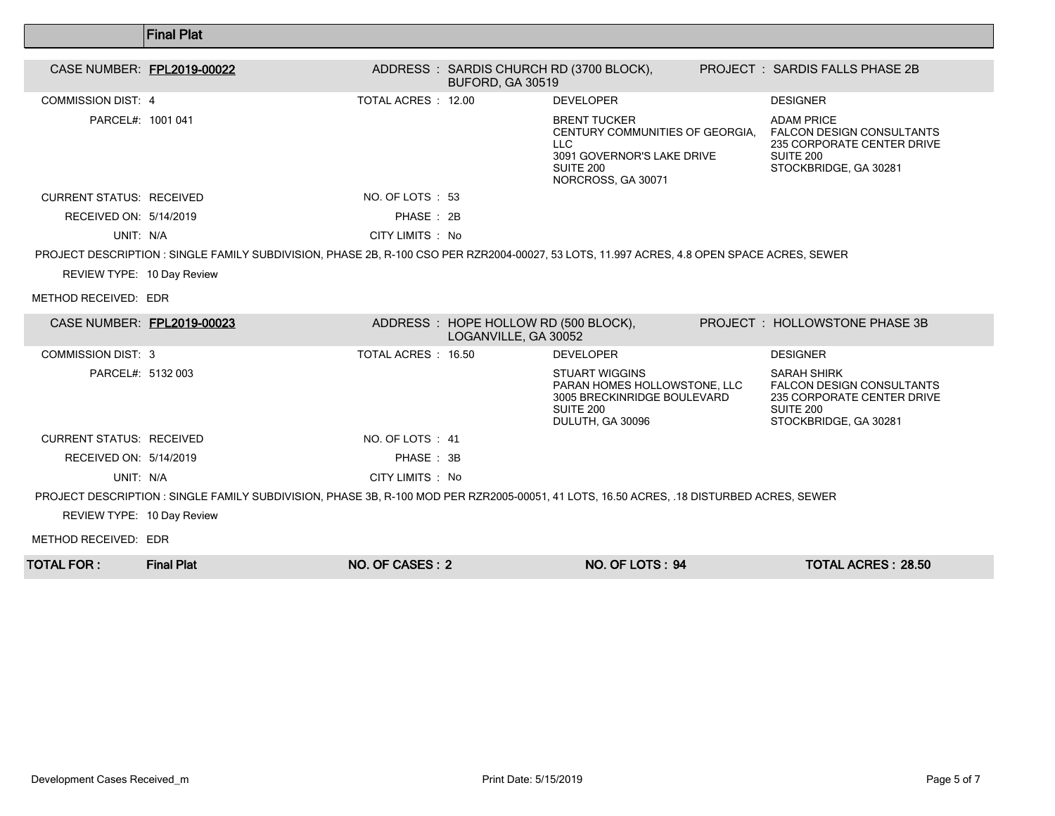## Final Plat

**CASE NUMBER:** FPL2019-00022
**ADDRESS :** SARDIS CHURCH RD (3700 BLOCK), BUFORD, GA 30519
**PROJECT :** SARDIS FALLS PHASE 2B

| | | | | | |
|---|---|---|---|---|---|
| COMMISSION DIST: | 4 | TOTAL ACRES : | 12.00 | **DEVELOPER** | **DESIGNER** |
| PARCEL#: | 1001 041 | | | BRENT TUCKER<br>CENTURY COMMUNITIES OF GEORGIA, LLC<br>3091 GOVERNOR'S LAKE DRIVE<br>SUITE 200<br>NORCROSS, GA 30071 | ADAM PRICE<br>FALCON DESIGN CONSULTANTS<br>235 CORPORATE CENTER DRIVE<br>SUITE 200<br>STOCKBRIDGE, GA 30281 |
| CURRENT STATUS: | RECEIVED | NO. OF LOTS : | 53 | | |
| RECEIVED ON: | 5/14/2019 | PHASE : | 2B | | |
| UNIT: | N/A | CITY LIMITS : | No | | |

PROJECT DESCRIPTION : SINGLE FAMILY SUBDIVISION, PHASE 2B, R-100 CSO PER RZR2004-00027, 53 LOTS, 11.997 ACRES, 4.8 OPEN SPACE ACRES, SEWER

REVIEW TYPE: 10 Day Review

METHOD RECEIVED: EDR

**CASE NUMBER:** FPL2019-00023
**ADDRESS :** HOPE HOLLOW RD (500 BLOCK), LOGANVILLE, GA 30052
**PROJECT :** HOLLOWSTONE PHASE 3B

| | | | | | |
|---|---|---|---|---|---|
| COMMISSION DIST: | 3 | TOTAL ACRES : | 16.50 | **DEVELOPER** | **DESIGNER** |
| PARCEL#: | 5132 003 | | | STUART WIGGINS<br>PARAN HOMES HOLLOWSTONE, LLC<br>3005 BRECKINRIDGE BOULEVARD<br>SUITE 200<br>DULUTH, GA 30096 | SARAH SHIRK<br>FALCON DESIGN CONSULTANTS<br>235 CORPORATE CENTER DRIVE<br>SUITE 200<br>STOCKBRIDGE, GA 30281 |
| CURRENT STATUS: | RECEIVED | NO. OF LOTS : | 41 | | |
| RECEIVED ON: | 5/14/2019 | PHASE : | 3B | | |
| UNIT: | N/A | CITY LIMITS : | No | | |

PROJECT DESCRIPTION : SINGLE FAMILY SUBDIVISION, PHASE 3B, R-100 MOD PER RZR2005-00051, 41 LOTS, 16.50 ACRES, .18 DISTURBED ACRES, SEWER

REVIEW TYPE: 10 Day Review

METHOD RECEIVED: EDR

| TOTAL FOR : | Final Plat | NO. OF CASES : 2 | NO. OF LOTS : 94 | TOTAL ACRES : 28.50 |
|---|---|---|---|---|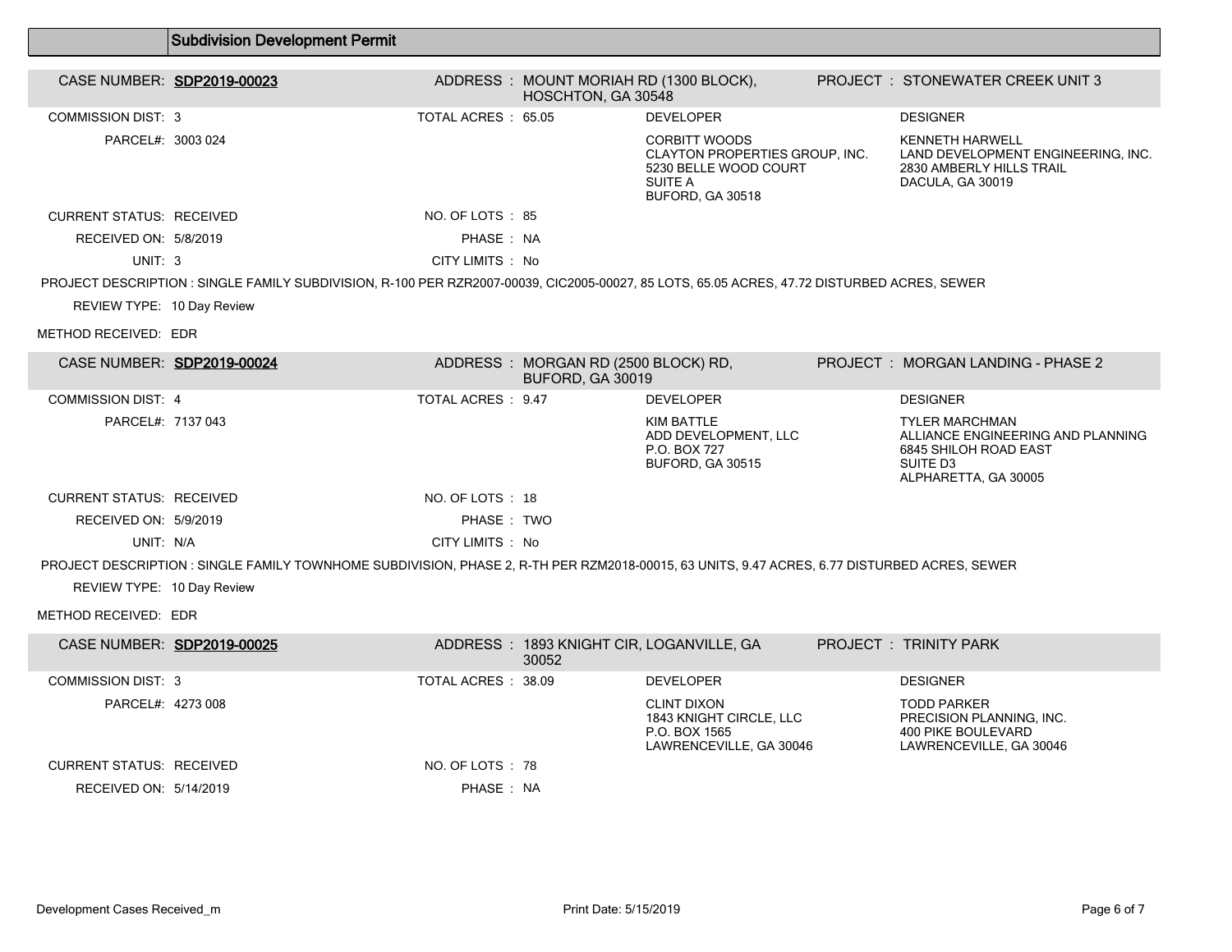## Subdivision Development Permit

**CASE NUMBER: SDP2019-00023**
ADDRESS : MOUNT MORIAH RD (1300 BLOCK), HOSCHTON, GA 30548
PROJECT : STONEWATER CREEK UNIT 3

COMMISSION DIST: 3
TOTAL ACRES : 65.05
PARCEL#: 3003 024

DEVELOPER
CORBITT WOODS
CLAYTON PROPERTIES GROUP, INC.
5230 BELLE WOOD COURT
SUITE A
BUFORD, GA 30518

DESIGNER
KENNETH HARWELL
LAND DEVELOPMENT ENGINEERING, INC.
2830 AMBERLY HILLS TRAIL
DACULA, GA 30019

CURRENT STATUS: RECEIVED
NO. OF LOTS : 85
RECEIVED ON: 5/8/2019
PHASE : NA
UNIT: 3
CITY LIMITS : No

PROJECT DESCRIPTION : SINGLE FAMILY SUBDIVISION, R-100 PER RZR2007-00039, CIC2005-00027, 85 LOTS, 65.05 ACRES, 47.72 DISTURBED ACRES, SEWER

REVIEW TYPE: 10 Day Review

METHOD RECEIVED: EDR

**CASE NUMBER: SDP2019-00024**
ADDRESS : MORGAN RD (2500 BLOCK) RD, BUFORD, GA 30019
PROJECT : MORGAN LANDING - PHASE 2

COMMISSION DIST: 4
TOTAL ACRES : 9.47
PARCEL#: 7137 043

DEVELOPER
KIM BATTLE
ADD DEVELOPMENT, LLC
P.O. BOX 727
BUFORD, GA 30515

DESIGNER
TYLER MARCHMAN
ALLIANCE ENGINEERING AND PLANNING
6845 SHILOH ROAD EAST
SUITE D3
ALPHARETTA, GA 30005

CURRENT STATUS: RECEIVED
NO. OF LOTS : 18
RECEIVED ON: 5/9/2019
PHASE : TWO
UNIT: N/A
CITY LIMITS : No

PROJECT DESCRIPTION : SINGLE FAMILY TOWNHOME SUBDIVISION, PHASE 2, R-TH PER RZM2018-00015, 63 UNITS, 9.47 ACRES, 6.77 DISTURBED ACRES, SEWER

REVIEW TYPE: 10 Day Review

METHOD RECEIVED: EDR

**CASE NUMBER: SDP2019-00025**
ADDRESS : 1893 KNIGHT CIR, LOGANVILLE, GA 30052
PROJECT : TRINITY PARK

COMMISSION DIST: 3
TOTAL ACRES : 38.09
PARCEL#: 4273 008

DEVELOPER
CLINT DIXON
1843 KNIGHT CIRCLE, LLC
P.O. BOX 1565
LAWRENCEVILLE, GA 30046

DESIGNER
TODD PARKER
PRECISION PLANNING, INC.
400 PIKE BOULEVARD
LAWRENCEVILLE, GA 30046

CURRENT STATUS: RECEIVED
NO. OF LOTS : 78
RECEIVED ON: 5/14/2019
PHASE : NA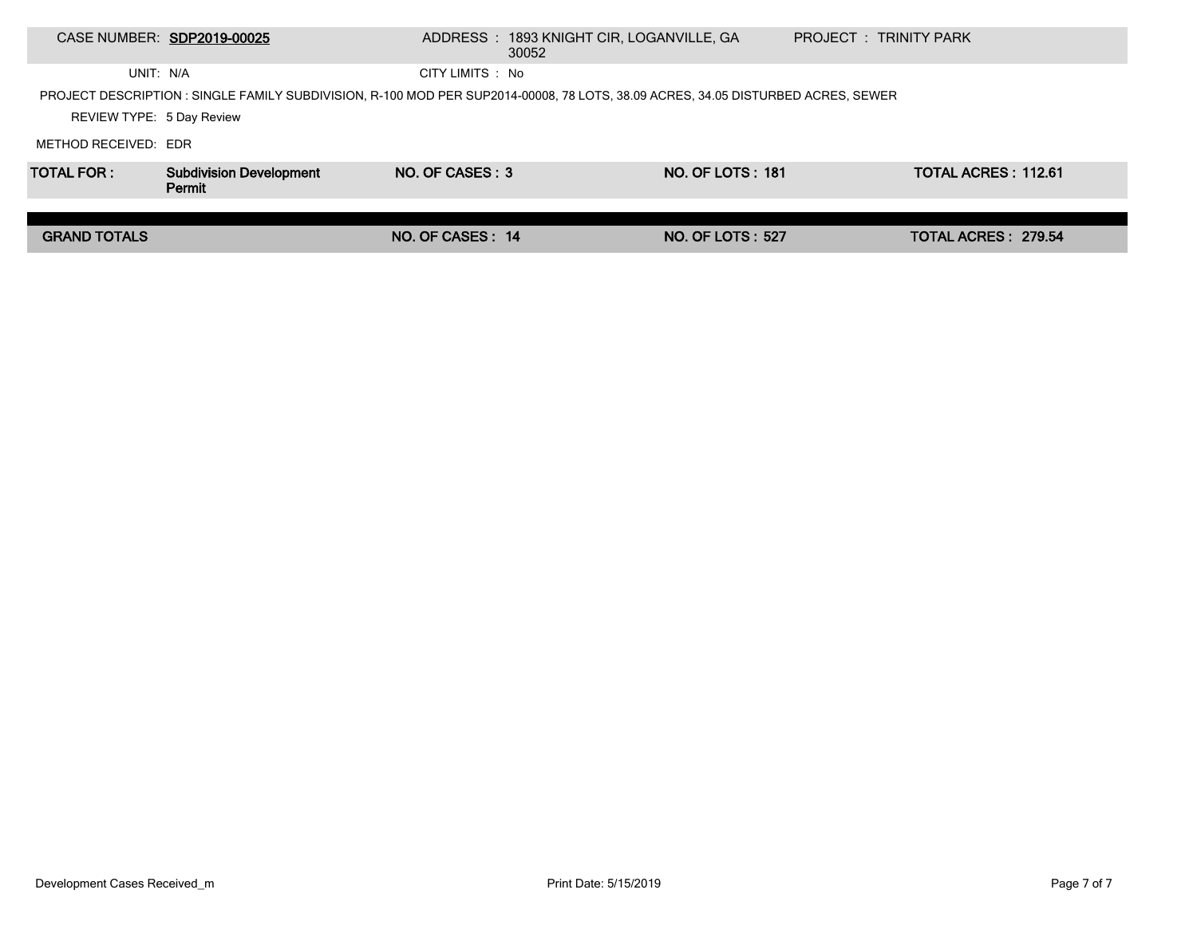| | | | | | |
|---|---|---|---|---|---|
| CASE NUMBER: | **SDP2019-00025** | ADDRESS : | 1893 KNIGHT CIR, LOGANVILLE, GA 30052 | PROJECT : | TRINITY PARK |
| UNIT: | N/A | CITY LIMITS : | No | | |

PROJECT DESCRIPTION : SINGLE FAMILY SUBDIVISION, R-100 MOD PER SUP2014-00008, 78 LOTS, 38.09 ACRES, 34.05 DISTURBED ACRES, SEWER

REVIEW TYPE: 5 Day Review

METHOD RECEIVED: EDR

| | | | | |
|---|---|---|---|---|
| **TOTAL FOR :** | **Subdivision Development Permit** | **NO. OF CASES : 3** | **NO. OF LOTS : 181** | **TOTAL ACRES : 112.61** |

| | | | |
|---|---|---|---|
| **GRAND TOTALS** | **NO. OF CASES : 14** | **NO. OF LOTS : 527** | **TOTAL ACRES : 279.54** |

Development Cases Received_m

Print Date: 5/15/2019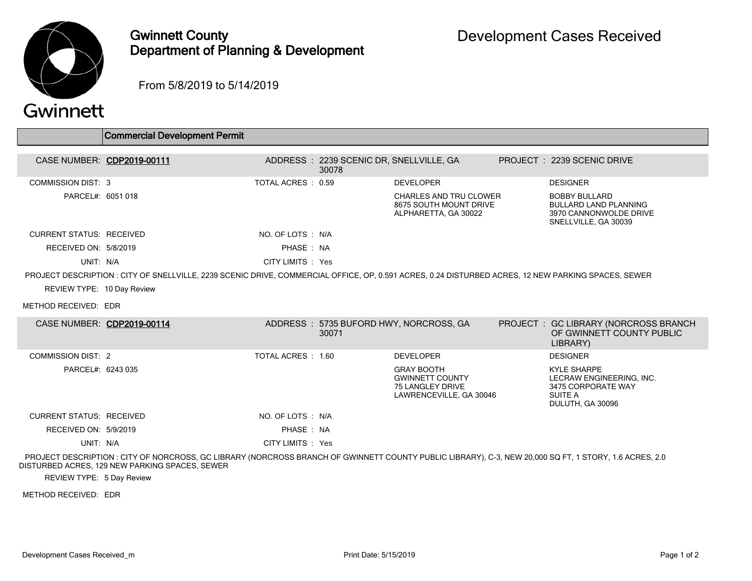# Gwinnett County Department of Planning & Development

## Development Cases Received

From 5/8/2019 to 5/14/2019

### Commercial Development Permit

| | | | |
|---|---|---|---|
| CASE NUMBER: **CDP2019-00111** | ADDRESS : 2239 SCENIC DR, SNELLVILLE, GA 30078 | | PROJECT : 2239 SCENIC DRIVE |
| COMMISSION DIST: 3 | TOTAL ACRES : 0.59 | DEVELOPER | DESIGNER |
| PARCEL#: 6051 018 | | CHARLES AND TRU CLOWER<br>8675 SOUTH MOUNT DRIVE<br>ALPHARETTA, GA 30022 | BOBBY BULLARD<br>BULLARD LAND PLANNING<br>3970 CANNONWOLDE DRIVE<br>SNELLVILLE, GA 30039 |
| CURRENT STATUS: RECEIVED | NO. OF LOTS : N/A | | |
| RECEIVED ON: 5/8/2019 | PHASE : NA | | |
| UNIT: N/A | CITY LIMITS : Yes | | |

PROJECT DESCRIPTION : CITY OF SNELLVILLE, 2239 SCENIC DRIVE, COMMERCIAL OFFICE, OP, 0.591 ACRES, 0.24 DISTURBED ACRES, 12 NEW PARKING SPACES, SEWER

REVIEW TYPE: 10 Day Review

METHOD RECEIVED: EDR

| | | | |
|---|---|---|---|
| CASE NUMBER: **CDP2019-00114** | ADDRESS : 5735 BUFORD HWY, NORCROSS, GA 30071 | | PROJECT : GC LIBRARY (NORCROSS BRANCH OF GWINNETT COUNTY PUBLIC LIBRARY) |
| COMMISSION DIST: 2 | TOTAL ACRES : 1.60 | DEVELOPER | DESIGNER |
| PARCEL#: 6243 035 | | GRAY BOOTH<br>GWINNETT COUNTY<br>75 LANGLEY DRIVE<br>LAWRENCEVILLE, GA 30046 | KYLE SHARPE<br>LECRAW ENGINEERING, INC.<br>3475 CORPORATE WAY<br>SUITE A<br>DULUTH, GA 30096 |
| CURRENT STATUS: RECEIVED | NO. OF LOTS : N/A | | |
| RECEIVED ON: 5/9/2019 | PHASE : NA | | |
| UNIT: N/A | CITY LIMITS : Yes | | |

PROJECT DESCRIPTION : CITY OF NORCROSS, GC LIBRARY (NORCROSS BRANCH OF GWINNETT COUNTY PUBLIC LIBRARY), C-3, NEW 20,000 SQ FT, 1 STORY, 1.6 ACRES, 2.0 DISTURBED ACRES, 129 NEW PARKING SPACES, SEWER

REVIEW TYPE: 5 Day Review

METHOD RECEIVED: EDR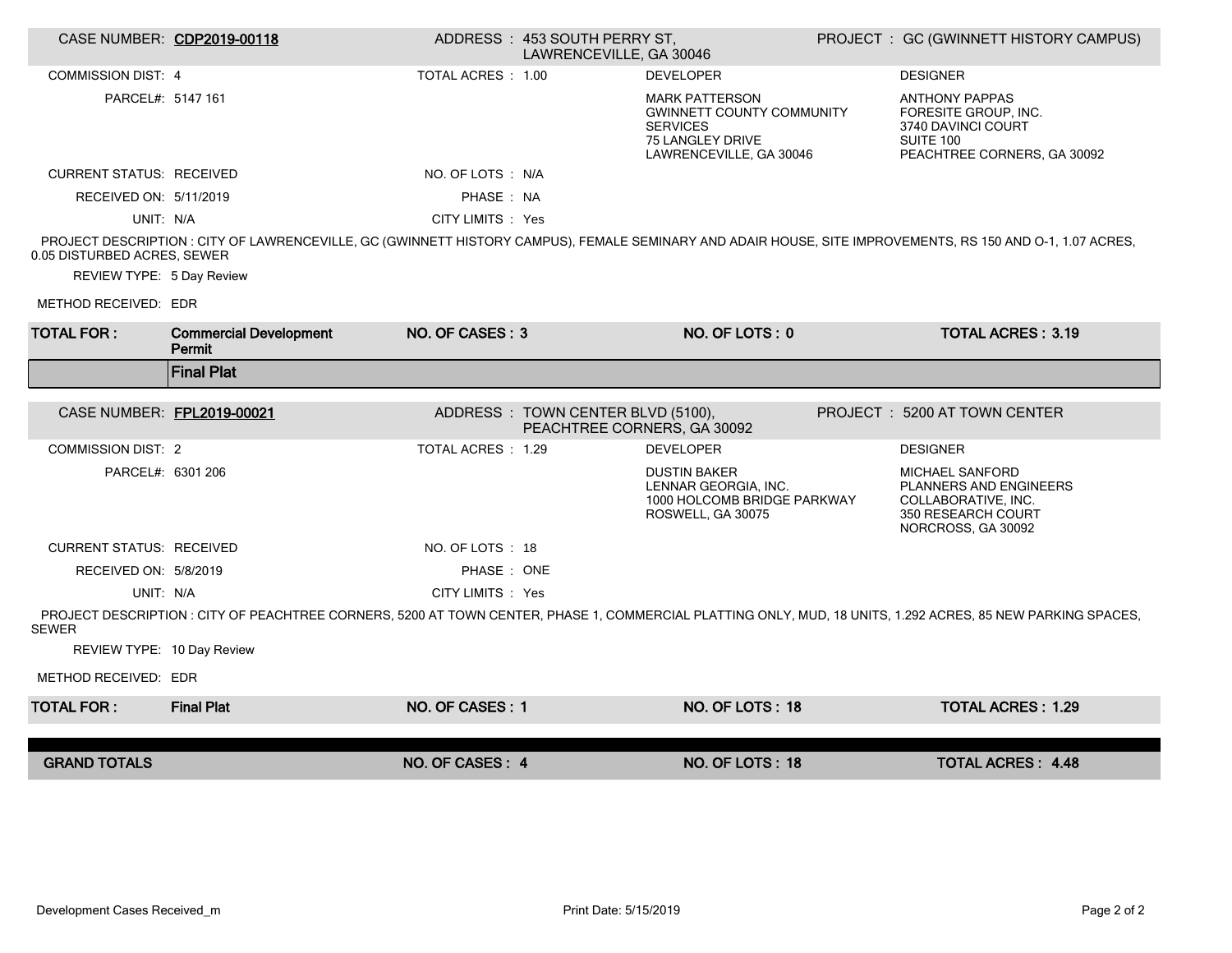| | | | | |
|---|---|---|---|---|
| CASE NUMBER: **CDP2019-00118** | ADDRESS : 453 SOUTH PERRY ST, LAWRENCEVILLE, GA 30046 | | PROJECT : GC (GWINNETT HISTORY CAMPUS) | |
| COMMISSION DIST: 4 | TOTAL ACRES : 1.00 | DEVELOPER | DESIGNER | |
| PARCEL#: 5147 161 | | MARK PATTERSON<br>GWINNETT COUNTY COMMUNITY SERVICES<br>75 LANGLEY DRIVE<br>LAWRENCEVILLE, GA 30046 | ANTHONY PAPPAS<br>FORESITE GROUP, INC.<br>3740 DAVINCI COURT<br>SUITE 100<br>PEACHTREE CORNERS, GA 30092 | |
| CURRENT STATUS: RECEIVED | NO. OF LOTS : N/A | | | |
| RECEIVED ON: 5/11/2019 | PHASE : NA | | | |
| UNIT: N/A | CITY LIMITS : Yes | | | |

PROJECT DESCRIPTION : CITY OF LAWRENCEVILLE, GC (GWINNETT HISTORY CAMPUS), FEMALE SEMINARY AND ADAIR HOUSE, SITE IMPROVEMENTS, RS 150 AND O-1, 1.07 ACRES, 0.05 DISTURBED ACRES, SEWER

REVIEW TYPE: 5 Day Review

METHOD RECEIVED: EDR

| TOTAL FOR : | Commercial Development Permit | NO. OF CASES : 3 | NO. OF LOTS : 0 | TOTAL ACRES : 3.19 |
|---|---|---|---|---|

## Final Plat

| | | | | |
|---|---|---|---|---|
| CASE NUMBER: **FPL2019-00021** | ADDRESS : TOWN CENTER BLVD (5100), PEACHTREE CORNERS, GA 30092 | | PROJECT : 5200 AT TOWN CENTER | |
| COMMISSION DIST: 2 | TOTAL ACRES : 1.29 | DEVELOPER | DESIGNER | |
| PARCEL#: 6301 206 | | DUSTIN BAKER<br>LENNAR GEORGIA, INC.<br>1000 HOLCOMB BRIDGE PARKWAY<br>ROSWELL, GA 30075 | MICHAEL SANFORD<br>PLANNERS AND ENGINEERS COLLABORATIVE, INC.<br>350 RESEARCH COURT<br>NORCROSS, GA 30092 | |
| CURRENT STATUS: RECEIVED | NO. OF LOTS : 18 | | | |
| RECEIVED ON: 5/8/2019 | PHASE : ONE | | | |
| UNIT: N/A | CITY LIMITS : Yes | | | |

PROJECT DESCRIPTION : CITY OF PEACHTREE CORNERS, 5200 AT TOWN CENTER, PHASE 1, COMMERCIAL PLATTING ONLY, MUD, 18 UNITS, 1.292 ACRES, 85 NEW PARKING SPACES, SEWER

REVIEW TYPE: 10 Day Review

METHOD RECEIVED: EDR

| TOTAL FOR : | Final Plat | NO. OF CASES : 1 | NO. OF LOTS : 18 | TOTAL ACRES : 1.29 |
|---|---|---|---|---|

| GRAND TOTALS | NO. OF CASES : 4 | NO. OF LOTS : 18 | TOTAL ACRES : 4.48 |
|---|---|---|---|

Development Cases Received_m    Print Date: 5/15/2019